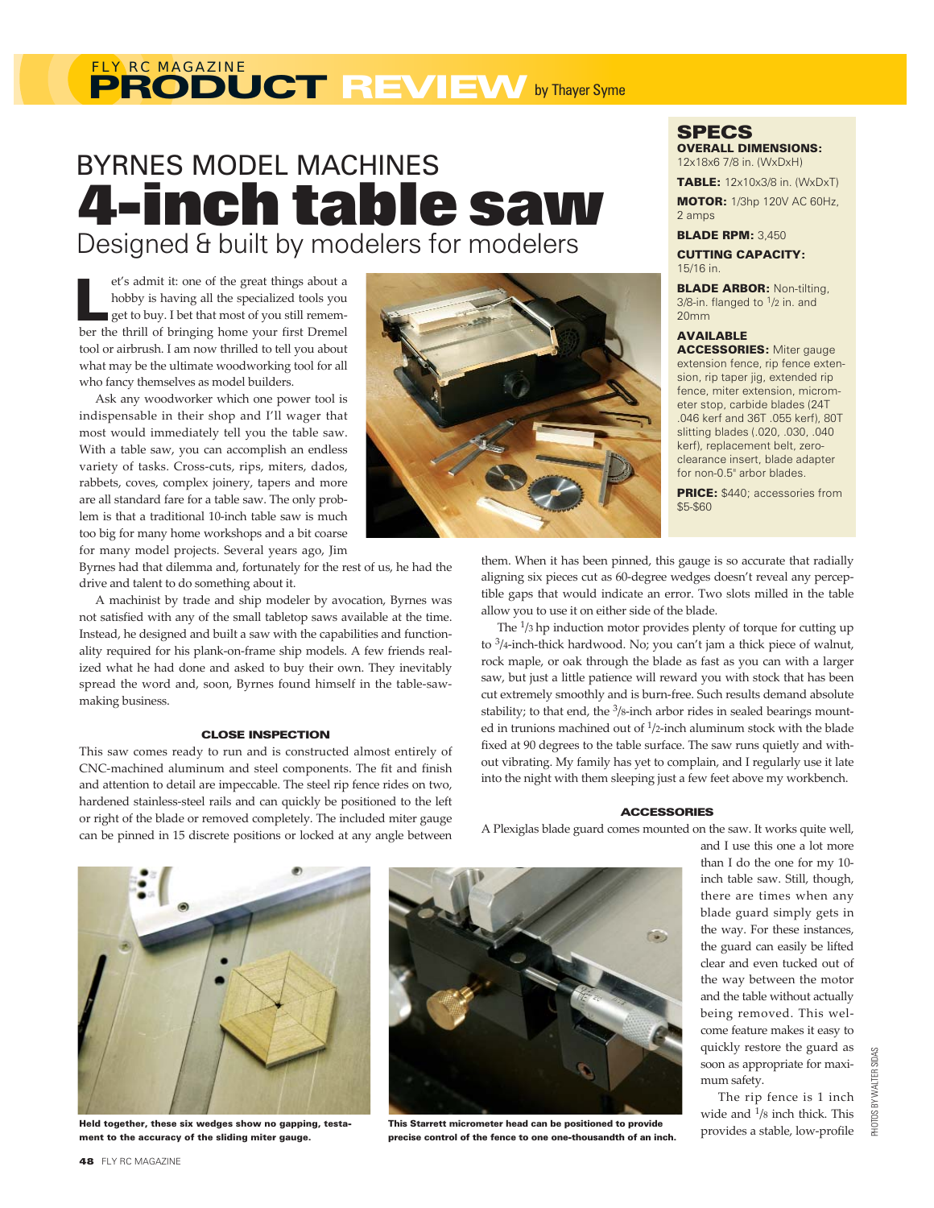FLY RC MAGAZINE

# PRODUCT REVIEW

by Thayer Syme

## BYRNES MODEL MACHINES

# 4-inch table saw

## Designed & built by modelers for modelers

Let's admit it: one of the great things about a hobby is having all the specialized tools you get to buy. I bet that most of you still remember the thrill of bringing home your first Dremel tool or airbrush. I am now thrilled to tell you about what may be the ultimate woodworking tool for all who fancy themselves as model builders.

Ask any woodworker which one power tool is indispensable in their shop and I'll wager that most would immediately tell you the table saw. With a table saw, you can accomplish an endless variety of tasks. Cross-cuts, rips, miters, dados, rabbets, coves, complex joinery, tapers and more are all standard fare for a table saw. The only problem is that a traditional 10-inch table saw is much too big for many home workshops and a bit coarse for many model projects. Several years ago, Jim Byrnes had that dilemma and, fortunately for the rest of us, he had the drive and talent to do something about it.

A machinist by trade and ship modeler by avocation, Byrnes was not satisfied with any of the small tabletop saws available at the time. Instead, he designed and built a saw with the capabilities and functionality required for his plank-on-frame ship models. A few friends realized what he had done and asked to buy their own. They inevitably spread the word and, soon, Byrnes found himself in the table-saw-making business.

### SPECS

**OVERALL DIMENSIONS:** 12x18x6 7/8 in. (WxDxH)

**TABLE:** 12x10x3/8 in. (WxDxT)

**MOTOR:** 1/3hp 120V AC 60Hz, 2 amps

**BLADE RPM:** 3,450

**CUTTING CAPACITY:** 15/16 in.

**BLADE ARBOR:** Non-tilting, 3/8-in. flanged to 1/2 in. and 20mm

**AVAILABLE ACCESSORIES:** Miter gauge extension fence, rip fence extension, rip taper jig, extended rip fence, miter extension, micrometer stop, carbide blades (24T .046 kerf and 36T .055 kerf), 80T slitting blades (.020, .030, .040 kerf), replacement belt, zero-clearance insert, blade adapter for non-0.5" arbor blades.

**PRICE:** $440; accessories from $5-$60

### CLOSE INSPECTION

This saw comes ready to run and is constructed almost entirely of CNC-machined aluminum and steel components. The fit and finish and attention to detail are impeccable. The steel rip fence rides on two, hardened stainless-steel rails and can quickly be positioned to the left or right of the blade or removed completely. The included miter gauge can be pinned in 15 discrete positions or locked at any angle between them. When it has been pinned, this gauge is so accurate that radially aligning six pieces cut as 60-degree wedges doesn't reveal any perceptible gaps that would indicate an error. Two slots milled in the table allow you to use it on either side of the blade.

The 1/3 hp induction motor provides plenty of torque for cutting up to 3/4-inch-thick hardwood. No; you can't jam a thick piece of walnut, rock maple, or oak through the blade as fast as you can with a larger saw, but just a little patience will reward you with stock that has been cut extremely smoothly and is burn-free. Such results demand absolute stability; to that end, the 3/8-inch arbor rides in sealed bearings mounted in trunnions machined out of 1/2-inch aluminum stock with the blade fixed at 90 degrees to the table surface. The saw runs quietly and without vibrating. My family has yet to complain, and I regularly use it late into the night with them sleeping just a few feet above my workbench.

### ACCESSORIES

A Plexiglas blade guard comes mounted on the saw. It works quite well, and I use this one a lot more than I do the one for my 10-inch table saw. Still, though, there are times when any blade guard simply gets in the way. For these instances, the guard can easily be lifted clear and even tucked out of the way between the motor and the table without actually being removed. This welcome feature makes it easy to quickly restore the guard as soon as appropriate for maximum safety.

The rip fence is 1 inch wide and 1/8 inch thick. This provides a stable, low-profile

Held together, these six wedges show no gapping, testament to the accuracy of the sliding miter gauge.

This Starrett micrometer head can be positioned to provide precise control of the fence to one one-thousandth of an inch.

PHOTOS BY WALTER SIDAS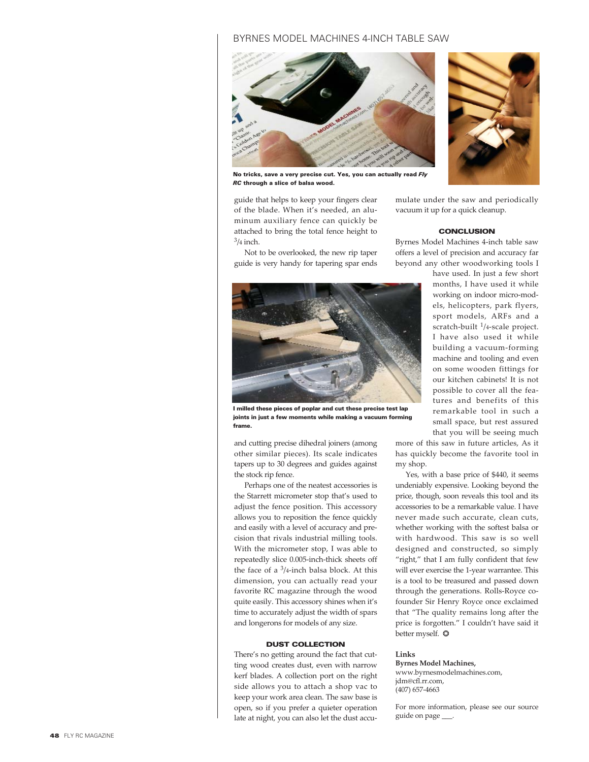No tricks, save a very precise cut. Yes, you can actually read *Fly RC* through a slice of balsa wood.

guide that helps to keep your fingers clear of the blade. When it's needed, an aluminum auxiliary fence can quickly be attached to bring the total fence height to 3/4 inch.

Not to be overlooked, the new rip taper guide is very handy for tapering spar ends and cutting precise dihedral joiners (among other similar pieces). Its scale indicates tapers up to 30 degrees and guides against the stock rip fence.

I milled these pieces of poplar and cut these precise test lap joints in just a few moments while making a vacuum forming frame.

Perhaps one of the neatest accessories is the Starrett micrometer stop that's used to adjust the fence position. This accessory allows you to reposition the fence quickly and easily with a level of accuracy and precision that rivals industrial milling tools. With the micrometer stop, I was able to repeatedly slice 0.005-inch-thick sheets off the face of a 3/4-inch balsa block. At this dimension, you can actually read your favorite RC magazine through the wood quite easily. This accessory shines when it's time to accurately adjust the width of spars and longerons for models of any size.

### DUST COLLECTION

There's no getting around the fact that cutting wood creates dust, even with narrow kerf blades. A collection port on the right side allows you to attach a shop vac to keep your work area clean. The saw base is open, so if you prefer a quieter operation late at night, you can also let the dust accumulate under the saw and periodically vacuum it up for a quick cleanup.

### CONCLUSION

Byrnes Model Machines 4-inch table saw offers a level of precision and accuracy far beyond any other woodworking tools I have used. In just a few short months, I have used it while working on indoor micro-models, helicopters, park flyers, sport models, ARFs and a scratch-built 1/4-scale project. I have also used it while building a vacuum-forming machine and tooling and even on some wooden fittings for our kitchen cabinets! It is not possible to cover all the features and benefits of this remarkable tool in such a small space, but rest assured that you will be seeing much more of this saw in future articles, As it has quickly become the favorite tool in my shop.

Yes, with a base price of $440, it seems undeniably expensive. Looking beyond the price, though, soon reveals this tool and its accessories to be a remarkable value. I have never made such accurate, clean cuts, whether working with the softest balsa or with hardwood. This saw is so well designed and constructed, so simply "right," that I am fully confident that few will ever exercise the 1-year warrantee. This is a tool to be treasured and passed down through the generations. Rolls-Royce co-founder Sir Henry Royce once exclaimed that "The quality remains long after the price is forgotten." I couldn't have said it better myself. ✪

**Links**

**Byrnes Model Machines,**
www.byrnesmodelmachines.com,
jdm@cfl.rr.com,
(407) 657-4663

For more information, please see our source guide on page ___.